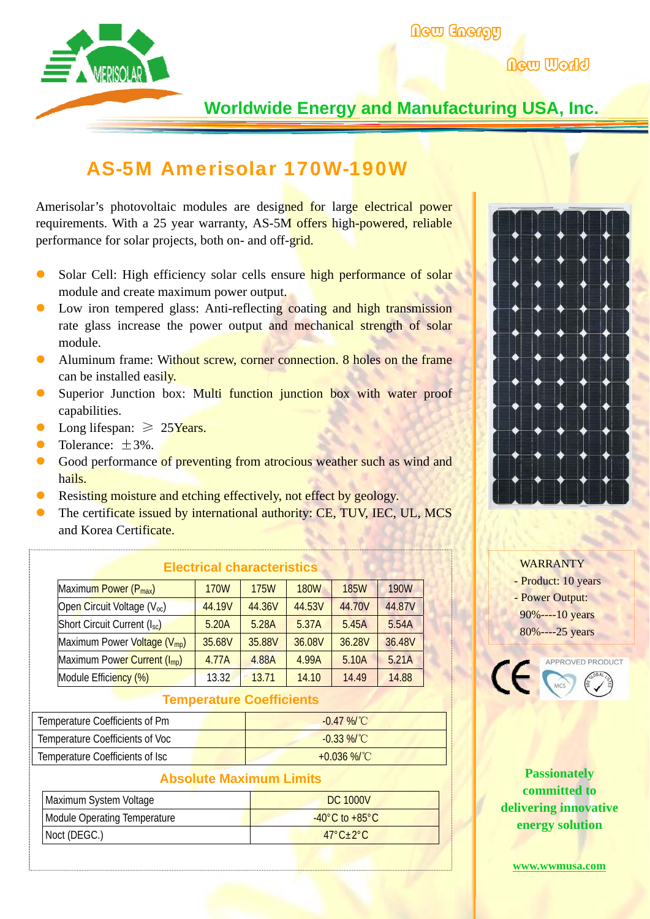New Energy

New World

**Worldwide Energy and Manufacturing USA, Inc.**

# AS-5M Amerisolar 170W-190W

Amerisolar's photovoltaic modules are designed for large electrical power requirements. With a 25 year warranty, AS-5M offers high-powered, reliable performance for solar projects, both on- and off-grid.

- Solar Cell: High efficiency solar cells ensure high performance of solar module and create maximum power output.
- Low iron tempered glass: Anti-reflecting coating and high transmission rate glass increase the power output and mechanical strength of solar module.
- Aluminum frame: Without screw, corner connection. 8 holes on the frame can be installed easily.
- Superior Junction box: Multi function junction box with water proof capabilities.
- Long lifespan: ≥ 25Years.
- Tolerance: ±3%.
- Good performance of preventing from atrocious weather such as wind and hails.
- Resisting moisture and etching effectively, not effect by geology.
- The certificate issued by international authority: CE, TUV, IEC, UL, MCS and Korea Certificate.

## Electrical characteristics

| Maximum Power ($P_{max}$) | 170W | 175W | 180W | 185W | 190W |
|---|---|---|---|---|---|
| Open Circuit Voltage ($V_{oc}$) | 44.19V | 44.36V | 44.53V | 44.70V | 44.87V |
| Short Circuit Current ($I_{sc}$) | 5.20A | 5.28A | 5.37A | 5.45A | 5.54A |
| Maximum Power Voltage ($V_{mp}$) | 35.68V | 35.88V | 36.08V | 36.28V | 36.48V |
| Maximum Power Current ($I_{mp}$) | 4.77A | 4.88A | 4.99A | 5.10A | 5.21A |
| Module Efficiency (%) | 13.32 | 13.71 | 14.10 | 14.49 | 14.88 |

## Temperature Coefficients

| Temperature Coefficients of Pm | -0.47 %/℃ |
|---|---|
| Temperature Coefficients of Voc | -0.33 %/℃ |
| Temperature Coefficients of Isc | +0.036 %/℃ |

## Absolute Maximum Limits

| Maximum System Voltage | DC 1000V |
|---|---|
| Module Operating Temperature | -40°C to +85°C |
| Noct (DEGC.) | 47°C±2°C |

WARRANTY

- Product: 10 years
- Power Output:

90%----10 years

80%----25 years

APPROVED PRODUCT

**Passionately committed to delivering innovative energy solution**

www.wwmusa.com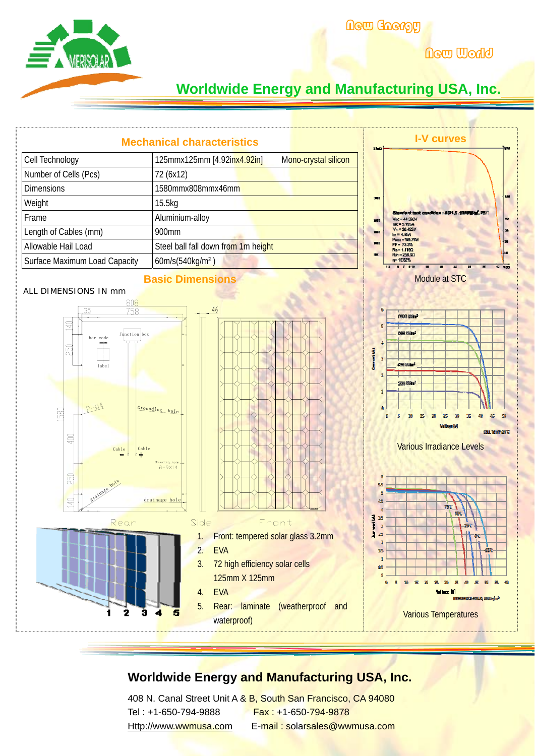New Energy

New World

# Worldwide Energy and Manufacturing USA, Inc.

## Mechanical characteristics

| | |
|---|---|
| Cell Technology | 125mmx125mm [4.92inx4.92in] Mono-crystal silicon |
| Number of Cells (Pcs) | 72 (6x12) |
| Dimensions | 1580mmx808mmx46mm |
| Weight | 15.5kg |
| Frame | Aluminium-alloy |
| Length of Cables (mm) | 900mm |
| Allowable Hail Load | Steel ball fall down from 1m height |
| Surface Maximum Load Capacity | 60m/s(540kg/m$^2$) |

## Basic Dimensions

ALL DIMENSIONS IN mm

808
758
35
46
140
250
1580
400
250
140
bar code
label
Junction box
2-Ø4
Grounding hole
Cable
Cable
Mounting hole 8-9X14
drainage hole
drainage hole

Rear Side Front

1 2 3 4 5

1. Front: tempered solar glass 3.2mm
2. EVA
3. 72 high efficiency solar cells 125mm X 125mm
4. EVA
5. Rear: laminate (weatherproof and waterproof)

## I-V curves

Standard test condition : AM1.5, 1000W/m$^2$, 25℃
Voc = 44.336V
Isc = 5.193A
Vm = 36.432V
Im = 4.65A
Pmax = 169.7W
FF = 73.3%
Rs = 1.116Ω
Rsh = 256.3Ω
η = 13.62%

Module at STC

1000 W/m²
800 W/m²
400 W/m²
200 W/m²
Current (A)
Voltage (V)
CELL TEMP 25℃

Various Irradiance Levels

75℃
50℃
25℃
0℃
-25℃
Current (A)
Voltage (V)
IRRADIANCE=AM1.5, 1000W/m²

Various Temperatures

## Worldwide Energy and Manufacturing USA, Inc.

408 N. Canal Street Unit A & B, South San Francisco, CA 94080

Tel : +1-650-794-9888 Fax : +1-650-794-9878

Http://www.wwmusa.com E-mail : solarsales@wwmusa.com